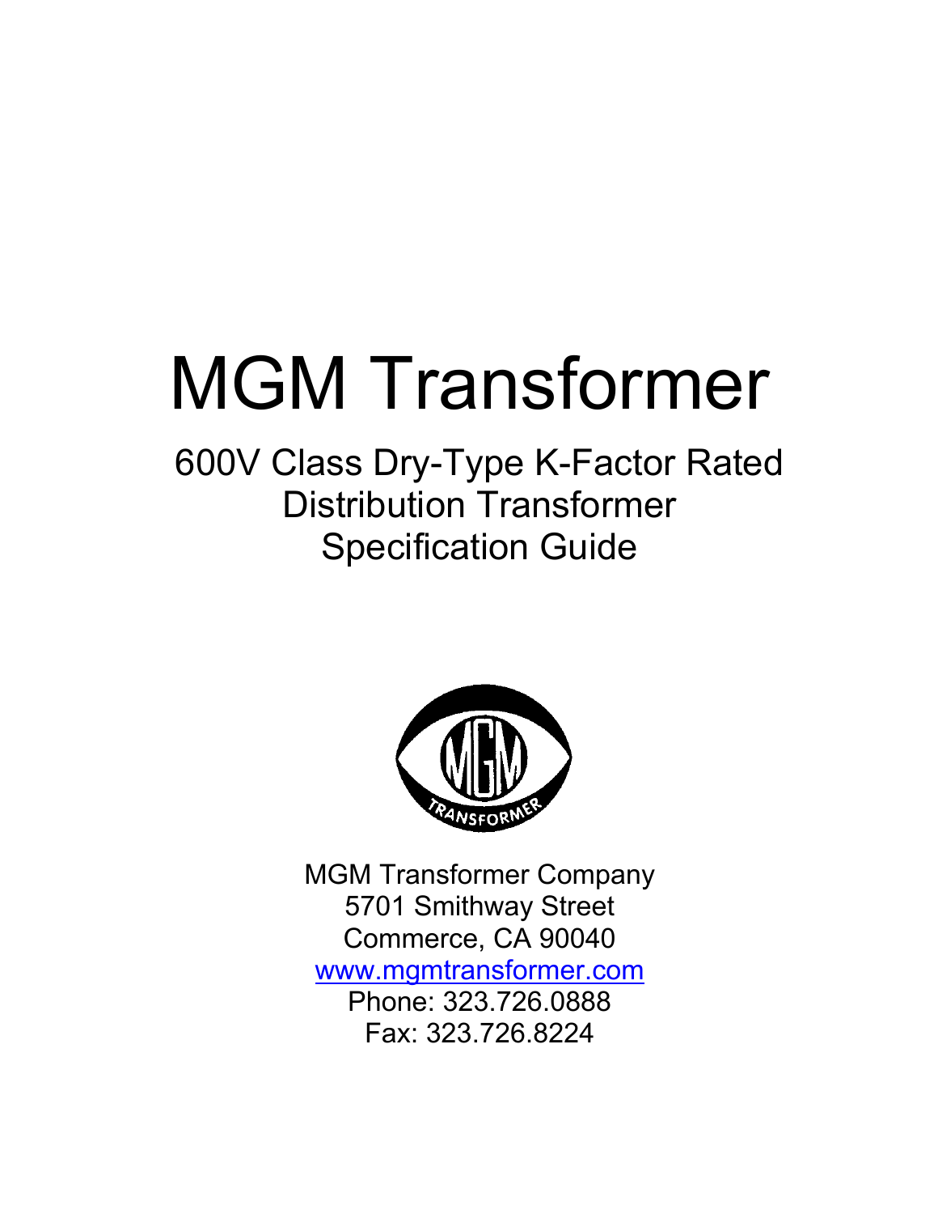# MGM Transformer

## 600V Class Dry-Type K-Factor Rated Distribution Transformer Specification Guide

MGM Transformer Company
5701 Smithway Street
Commerce, CA 90040
www.mgmtransformer.com
Phone: 323.726.0888
Fax: 323.726.8224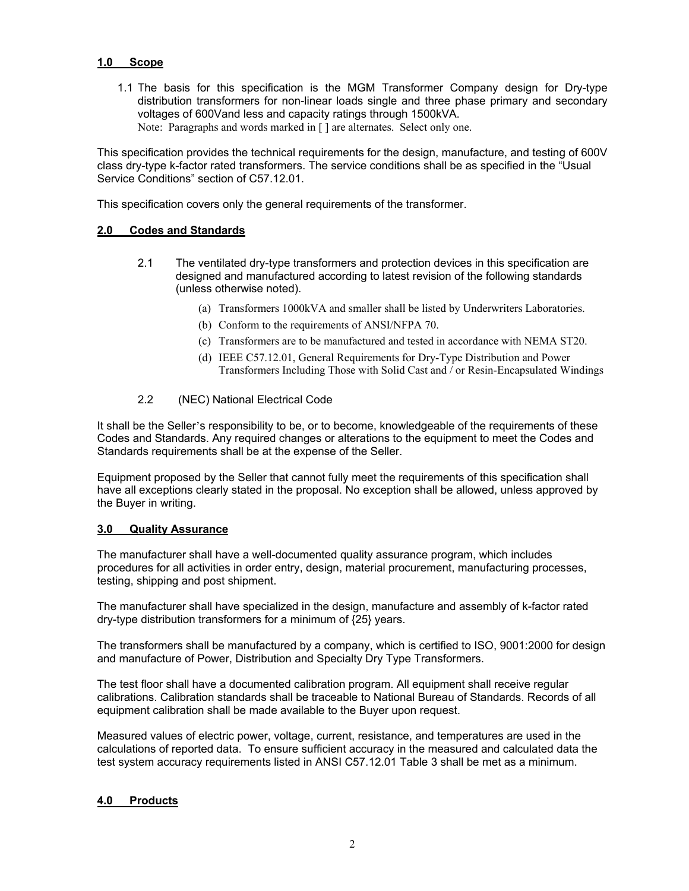## 1.0 Scope

1.1 The basis for this specification is the MGM Transformer Company design for Dry-type distribution transformers for non-linear loads single and three phase primary and secondary voltages of 600Vand less and capacity ratings through 1500kVA.
Note: Paragraphs and words marked in [ ] are alternates. Select only one.

This specification provides the technical requirements for the design, manufacture, and testing of 600V class dry-type k-factor rated transformers. The service conditions shall be as specified in the "Usual Service Conditions" section of C57.12.01.

This specification covers only the general requirements of the transformer.

## 2.0 Codes and Standards

2.1 The ventilated dry-type transformers and protection devices in this specification are designed and manufactured according to latest revision of the following standards (unless otherwise noted).

(a) Transformers 1000kVA and smaller shall be listed by Underwriters Laboratories.
(b) Conform to the requirements of ANSI/NFPA 70.
(c) Transformers are to be manufactured and tested in accordance with NEMA ST20.
(d) IEEE C57.12.01, General Requirements for Dry-Type Distribution and Power Transformers Including Those with Solid Cast and / or Resin-Encapsulated Windings

2.2 (NEC) National Electrical Code

It shall be the Seller's responsibility to be, or to become, knowledgeable of the requirements of these Codes and Standards. Any required changes or alterations to the equipment to meet the Codes and Standards requirements shall be at the expense of the Seller.

Equipment proposed by the Seller that cannot fully meet the requirements of this specification shall have all exceptions clearly stated in the proposal. No exception shall be allowed, unless approved by the Buyer in writing.

## 3.0 Quality Assurance

The manufacturer shall have a well-documented quality assurance program, which includes procedures for all activities in order entry, design, material procurement, manufacturing processes, testing, shipping and post shipment.

The manufacturer shall have specialized in the design, manufacture and assembly of k-factor rated dry-type distribution transformers for a minimum of {25} years.

The transformers shall be manufactured by a company, which is certified to ISO, 9001:2000 for design and manufacture of Power, Distribution and Specialty Dry Type Transformers.

The test floor shall have a documented calibration program. All equipment shall receive regular calibrations. Calibration standards shall be traceable to National Bureau of Standards. Records of all equipment calibration shall be made available to the Buyer upon request.

Measured values of electric power, voltage, current, resistance, and temperatures are used in the calculations of reported data. To ensure sufficient accuracy in the measured and calculated data the test system accuracy requirements listed in ANSI C57.12.01 Table 3 shall be met as a minimum.

## 4.0 Products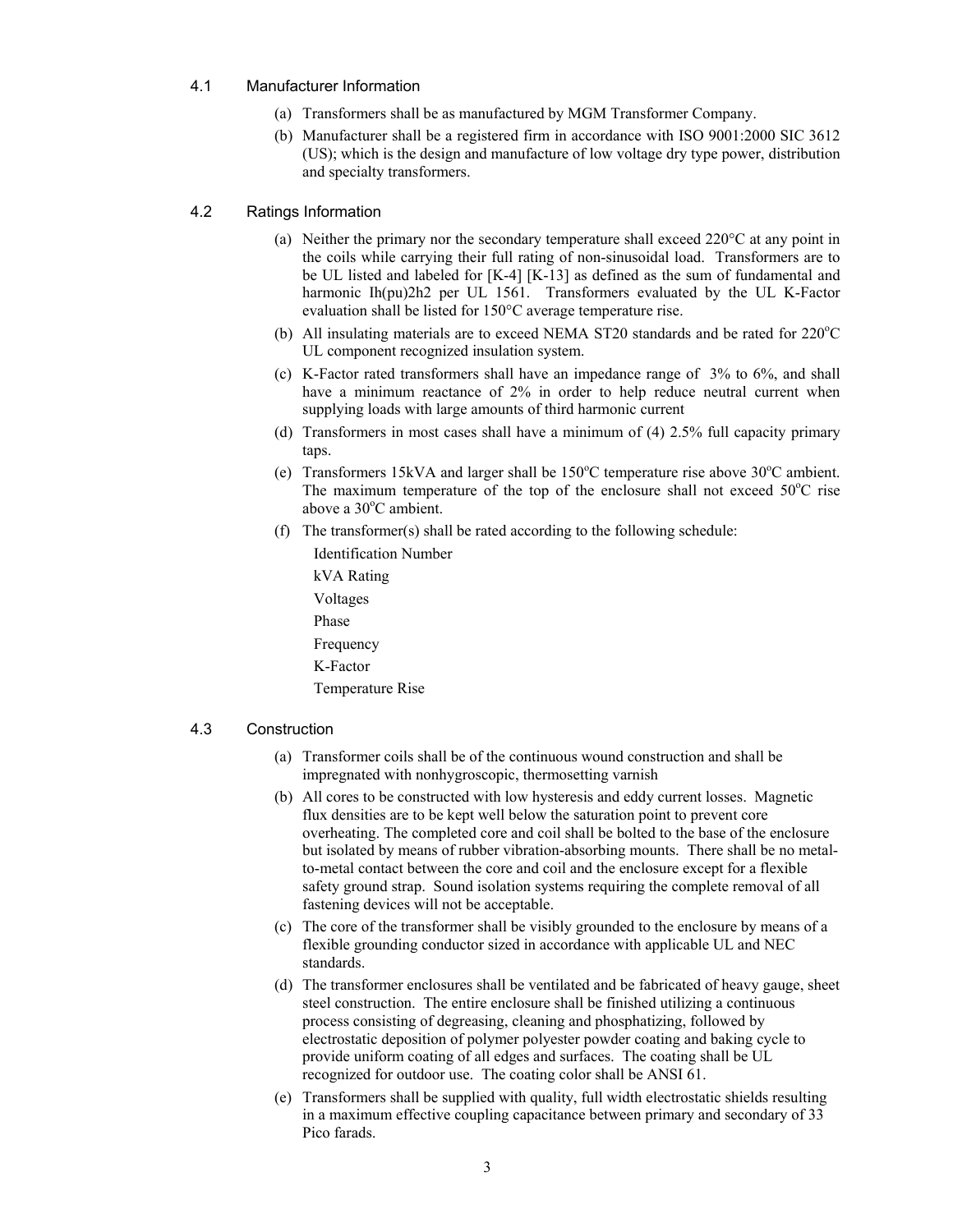## 4.1 Manufacturer Information

(a) Transformers shall be as manufactured by MGM Transformer Company.

(b) Manufacturer shall be a registered firm in accordance with ISO 9001:2000 SIC 3612 (US); which is the design and manufacture of low voltage dry type power, distribution and specialty transformers.

## 4.2 Ratings Information

(a) Neither the primary nor the secondary temperature shall exceed 220°C at any point in the coils while carrying their full rating of non-sinusoidal load. Transformers are to be UL listed and labeled for [K-4] [K-13] as defined as the sum of fundamental and harmonic Ih(pu)2h2 per UL 1561. Transformers evaluated by the UL K-Factor evaluation shall be listed for 150°C average temperature rise.

(b) All insulating materials are to exceed NEMA ST20 standards and be rated for 220°C UL component recognized insulation system.

(c) K-Factor rated transformers shall have an impedance range of 3% to 6%, and shall have a minimum reactance of 2% in order to help reduce neutral current when supplying loads with large amounts of third harmonic current

(d) Transformers in most cases shall have a minimum of (4) 2.5% full capacity primary taps.

(e) Transformers 15kVA and larger shall be 150°C temperature rise above 30°C ambient. The maximum temperature of the top of the enclosure shall not exceed 50°C rise above a 30°C ambient.

(f) The transformer(s) shall be rated according to the following schedule:

Identification Number

kVA Rating

Voltages

Phase

Frequency

K-Factor

Temperature Rise

## 4.3 Construction

(a) Transformer coils shall be of the continuous wound construction and shall be impregnated with nonhygroscopic, thermosetting varnish

(b) All cores to be constructed with low hysteresis and eddy current losses. Magnetic flux densities are to be kept well below the saturation point to prevent core overheating. The completed core and coil shall be bolted to the base of the enclosure but isolated by means of rubber vibration-absorbing mounts. There shall be no metal-to-metal contact between the core and coil and the enclosure except for a flexible safety ground strap. Sound isolation systems requiring the complete removal of all fastening devices will not be acceptable.

(c) The core of the transformer shall be visibly grounded to the enclosure by means of a flexible grounding conductor sized in accordance with applicable UL and NEC standards.

(d) The transformer enclosures shall be ventilated and be fabricated of heavy gauge, sheet steel construction. The entire enclosure shall be finished utilizing a continuous process consisting of degreasing, cleaning and phosphatizing, followed by electrostatic deposition of polymer polyester powder coating and baking cycle to provide uniform coating of all edges and surfaces. The coating shall be UL recognized for outdoor use. The coating color shall be ANSI 61.

(e) Transformers shall be supplied with quality, full width electrostatic shields resulting in a maximum effective coupling capacitance between primary and secondary of 33 Pico farads.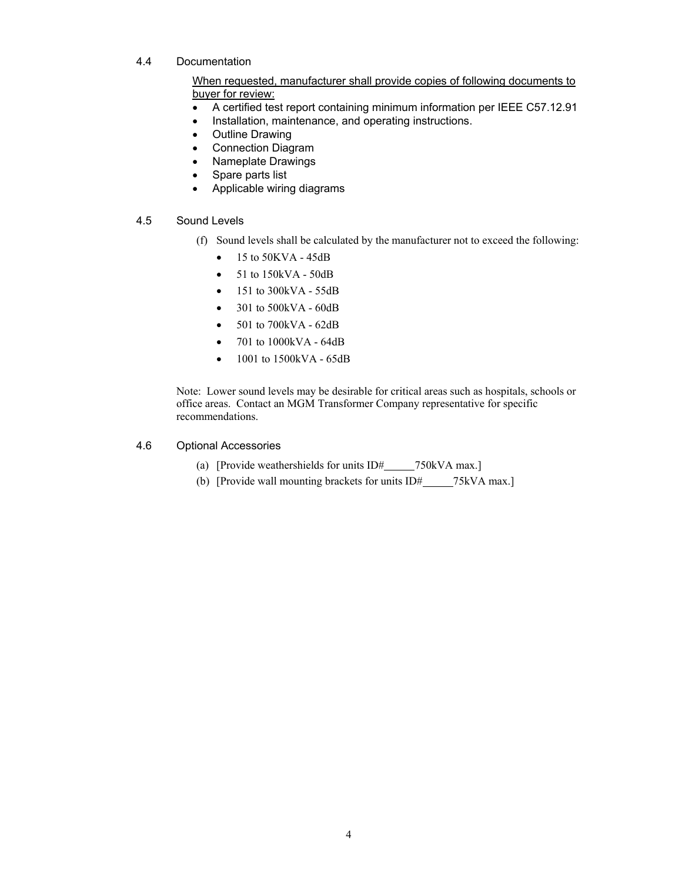### 4.4 Documentation

When requested, manufacturer shall provide copies of following documents to buyer for review:

- A certified test report containing minimum information per IEEE C57.12.91
- Installation, maintenance, and operating instructions.
- Outline Drawing
- Connection Diagram
- Nameplate Drawings
- Spare parts list
- Applicable wiring diagrams

### 4.5 Sound Levels

(f) Sound levels shall be calculated by the manufacturer not to exceed the following:

- 15 to 50KVA - 45dB
- 51 to 150kVA - 50dB
- 151 to 300kVA - 55dB
- 301 to 500kVA - 60dB
- 501 to 700kVA - 62dB
- 701 to 1000kVA - 64dB
- 1001 to 1500kVA - 65dB

Note: Lower sound levels may be desirable for critical areas such as hospitals, schools or office areas. Contact an MGM Transformer Company representative for specific recommendations.

### 4.6 Optional Accessories

(a) [Provide weathershields for units ID#_____ 750kVA max.]

(b) [Provide wall mounting brackets for units ID#_____ 75kVA max.]